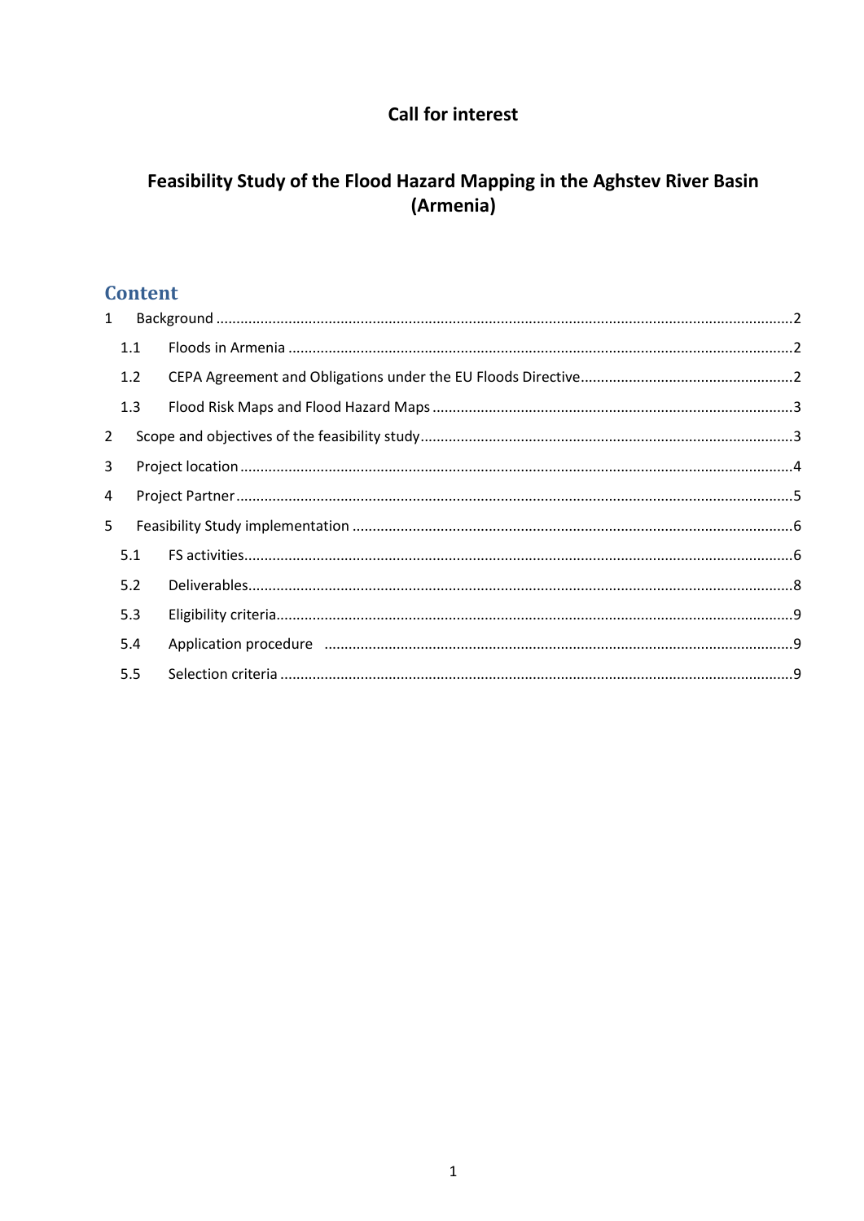**Call for interest**

# Feasibility Study of the Flood Hazard Mapping in the Aghstev River Basin (Armenia)

## Content

| | | |
|---|---|---|
| 1 | Background | 2 |
| 1.1 | Floods in Armenia | 2 |
| 1.2 | CEPA Agreement and Obligations under the EU Floods Directive | 2 |
| 1.3 | Flood Risk Maps and Flood Hazard Maps | 3 |
| 2 | Scope and objectives of the feasibility study | 3 |
| 3 | Project location | 4 |
| 4 | Project Partner | 5 |
| 5 | Feasibility Study implementation | 6 |
| 5.1 | FS activities | 6 |
| 5.2 | Deliverables | 8 |
| 5.3 | Eligibility criteria | 9 |
| 5.4 | Application procedure | 9 |
| 5.5 | Selection criteria | 9 |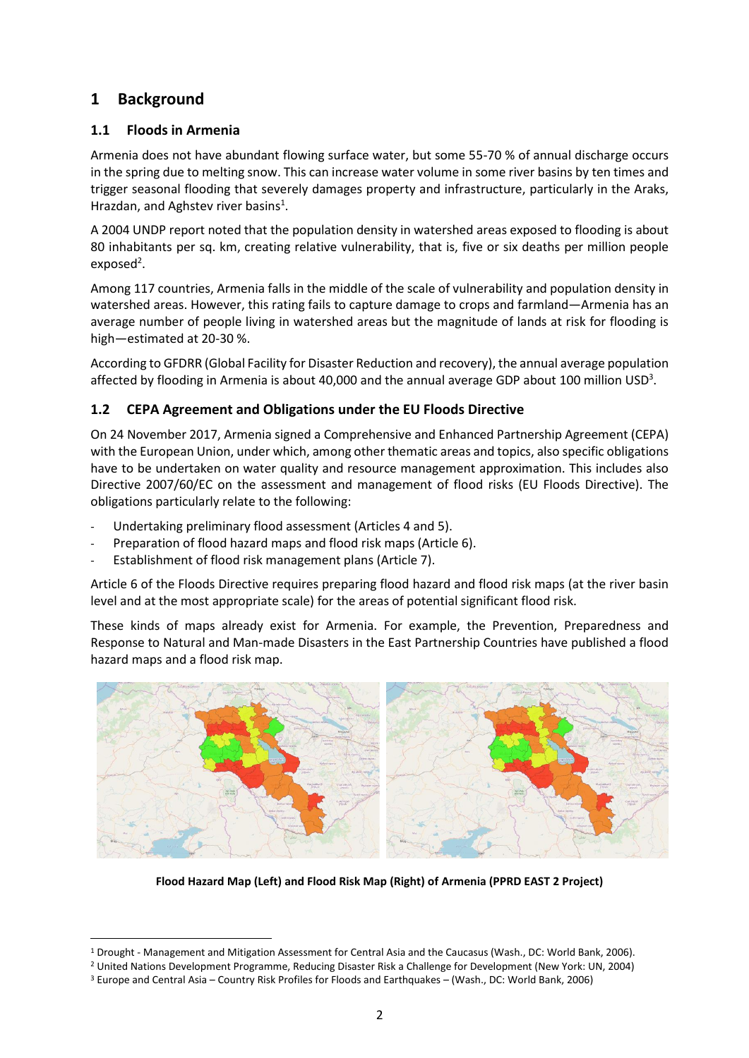# 1 Background

## 1.1 Floods in Armenia

Armenia does not have abundant flowing surface water, but some 55-70 % of annual discharge occurs in the spring due to melting snow. This can increase water volume in some river basins by ten times and trigger seasonal flooding that severely damages property and infrastructure, particularly in the Araks, Hrazdan, and Aghstev river basins[1].

A 2004 UNDP report noted that the population density in watershed areas exposed to flooding is about 80 inhabitants per sq. km, creating relative vulnerability, that is, five or six deaths per million people exposed[2].

Among 117 countries, Armenia falls in the middle of the scale of vulnerability and population density in watershed areas. However, this rating fails to capture damage to crops and farmland—Armenia has an average number of people living in watershed areas but the magnitude of lands at risk for flooding is high—estimated at 20-30 %.

According to GFDRR (Global Facility for Disaster Reduction and recovery), the annual average population affected by flooding in Armenia is about 40,000 and the annual average GDP about 100 million USD[3].

## 1.2 CEPA Agreement and Obligations under the EU Floods Directive

On 24 November 2017, Armenia signed a Comprehensive and Enhanced Partnership Agreement (CEPA) with the European Union, under which, among other thematic areas and topics, also specific obligations have to be undertaken on water quality and resource management approximation. This includes also Directive 2007/60/EC on the assessment and management of flood risks (EU Floods Directive). The obligations particularly relate to the following:

- Undertaking preliminary flood assessment (Articles 4 and 5).
- Preparation of flood hazard maps and flood risk maps (Article 6).
- Establishment of flood risk management plans (Article 7).

Article 6 of the Floods Directive requires preparing flood hazard and flood risk maps (at the river basin level and at the most appropriate scale) for the areas of potential significant flood risk.

These kinds of maps already exist for Armenia. For example, the Prevention, Preparedness and Response to Natural and Man-made Disasters in the East Partnership Countries have published a flood hazard maps and a flood risk map.

**Flood Hazard Map (Left) and Flood Risk Map (Right) of Armenia (PPRD EAST 2 Project)**

---

[1] Drought - Management and Mitigation Assessment for Central Asia and the Caucasus (Wash., DC: World Bank, 2006).

[2] United Nations Development Programme, Reducing Disaster Risk a Challenge for Development (New York: UN, 2004)

[3] Europe and Central Asia – Country Risk Profiles for Floods and Earthquakes – (Wash., DC: World Bank, 2006)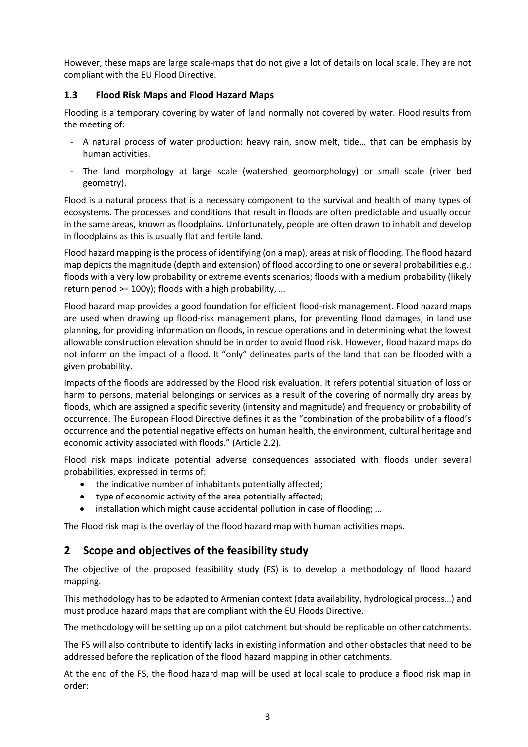However, these maps are large scale-maps that do not give a lot of details on local scale. They are not compliant with the EU Flood Directive.

### 1.3 Flood Risk Maps and Flood Hazard Maps

Flooding is a temporary covering by water of land normally not covered by water. Flood results from the meeting of:

- A natural process of water production: heavy rain, snow melt, tide… that can be emphasis by human activities.
- The land morphology at large scale (watershed geomorphology) or small scale (river bed geometry).

Flood is a natural process that is a necessary component to the survival and health of many types of ecosystems. The processes and conditions that result in floods are often predictable and usually occur in the same areas, known as floodplains. Unfortunately, people are often drawn to inhabit and develop in floodplains as this is usually flat and fertile land.

Flood hazard mapping is the process of identifying (on a map), areas at risk of flooding. The flood hazard map depicts the magnitude (depth and extension) of flood according to one or several probabilities e.g.: floods with a very low probability or extreme events scenarios; floods with a medium probability (likely return period >= 100y); floods with a high probability, …

Flood hazard map provides a good foundation for efficient flood-risk management. Flood hazard maps are used when drawing up flood-risk management plans, for preventing flood damages, in land use planning, for providing information on floods, in rescue operations and in determining what the lowest allowable construction elevation should be in order to avoid flood risk. However, flood hazard maps do not inform on the impact of a flood. It "only" delineates parts of the land that can be flooded with a given probability.

Impacts of the floods are addressed by the Flood risk evaluation. It refers potential situation of loss or harm to persons, material belongings or services as a result of the covering of normally dry areas by floods, which are assigned a specific severity (intensity and magnitude) and frequency or probability of occurrence. The European Flood Directive defines it as the "combination of the probability of a flood's occurrence and the potential negative effects on human health, the environment, cultural heritage and economic activity associated with floods." (Article 2.2).

Flood risk maps indicate potential adverse consequences associated with floods under several probabilities, expressed in terms of:

- the indicative number of inhabitants potentially affected;
- type of economic activity of the area potentially affected;
- installation which might cause accidental pollution in case of flooding; …

The Flood risk map is the overlay of the flood hazard map with human activities maps.

## 2 Scope and objectives of the feasibility study

The objective of the proposed feasibility study (FS) is to develop a methodology of flood hazard mapping.

This methodology has to be adapted to Armenian context (data availability, hydrological process…) and must produce hazard maps that are compliant with the EU Floods Directive.

The methodology will be setting up on a pilot catchment but should be replicable on other catchments.

The FS will also contribute to identify lacks in existing information and other obstacles that need to be addressed before the replication of the flood hazard mapping in other catchments.

At the end of the FS, the flood hazard map will be used at local scale to produce a flood risk map in order: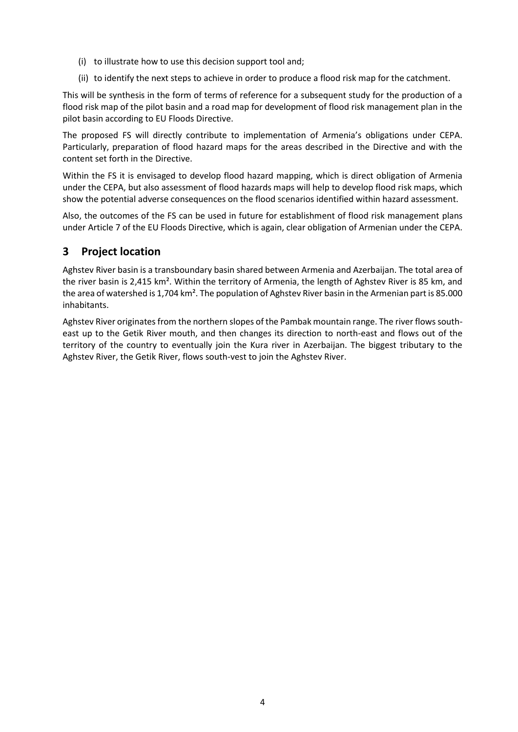(i) to illustrate how to use this decision support tool and;

(ii) to identify the next steps to achieve in order to produce a flood risk map for the catchment.

This will be synthesis in the form of terms of reference for a subsequent study for the production of a flood risk map of the pilot basin and a road map for development of flood risk management plan in the pilot basin according to EU Floods Directive.

The proposed FS will directly contribute to implementation of Armenia's obligations under CEPA. Particularly, preparation of flood hazard maps for the areas described in the Directive and with the content set forth in the Directive.

Within the FS it is envisaged to develop flood hazard mapping, which is direct obligation of Armenia under the CEPA, but also assessment of flood hazards maps will help to develop flood risk maps, which show the potential adverse consequences on the flood scenarios identified within hazard assessment.

Also, the outcomes of the FS can be used in future for establishment of flood risk management plans under Article 7 of the EU Floods Directive, which is again, clear obligation of Armenian under the CEPA.

# 3 Project location

Aghstev River basin is a transboundary basin shared between Armenia and Azerbaijan. The total area of the river basin is 2,415 km². Within the territory of Armenia, the length of Aghstev River is 85 km, and the area of watershed is 1,704 km². The population of Aghstev River basin in the Armenian part is 85.000 inhabitants.

Aghstev River originates from the northern slopes of the Pambak mountain range. The river flows south-east up to the Getik River mouth, and then changes its direction to north-east and flows out of the territory of the country to eventually join the Kura river in Azerbaijan. The biggest tributary to the Aghstev River, the Getik River, flows south-vest to join the Aghstev River.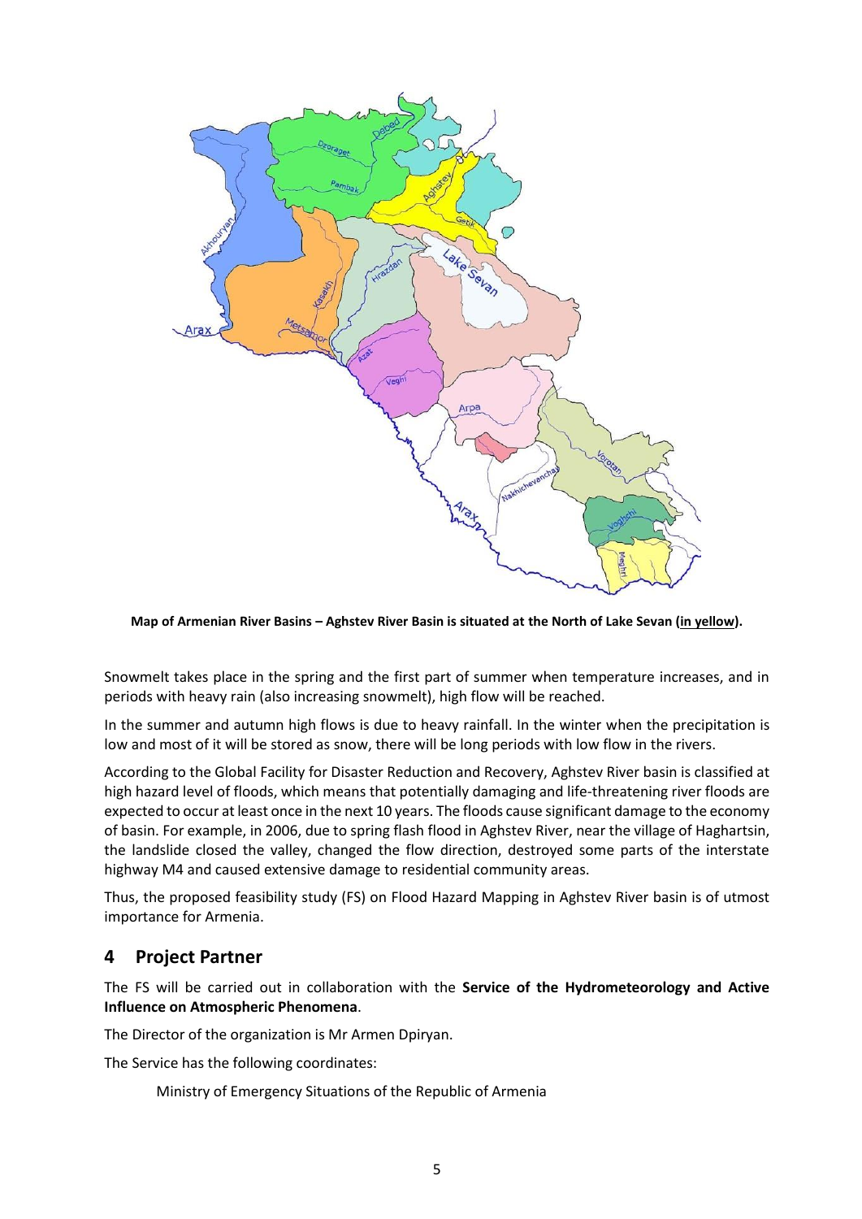**Map of Armenian River Basins – Aghstev River Basin is situated at the North of Lake Sevan (in yellow).**

Snowmelt takes place in the spring and the first part of summer when temperature increases, and in periods with heavy rain (also increasing snowmelt), high flow will be reached.

In the summer and autumn high flows is due to heavy rainfall. In the winter when the precipitation is low and most of it will be stored as snow, there will be long periods with low flow in the rivers.

According to the Global Facility for Disaster Reduction and Recovery, Aghstev River basin is classified at high hazard level of floods, which means that potentially damaging and life-threatening river floods are expected to occur at least once in the next 10 years. The floods cause significant damage to the economy of basin. For example, in 2006, due to spring flash flood in Aghstev River, near the village of Haghartsin, the landslide closed the valley, changed the flow direction, destroyed some parts of the interstate highway M4 and caused extensive damage to residential community areas.

Thus, the proposed feasibility study (FS) on Flood Hazard Mapping in Aghstev River basin is of utmost importance for Armenia.

## 4 Project Partner

The FS will be carried out in collaboration with the **Service of the Hydrometeorology and Active Influence on Atmospheric Phenomena**.

The Director of the organization is Mr Armen Dpiryan.

The Service has the following coordinates:

Ministry of Emergency Situations of the Republic of Armenia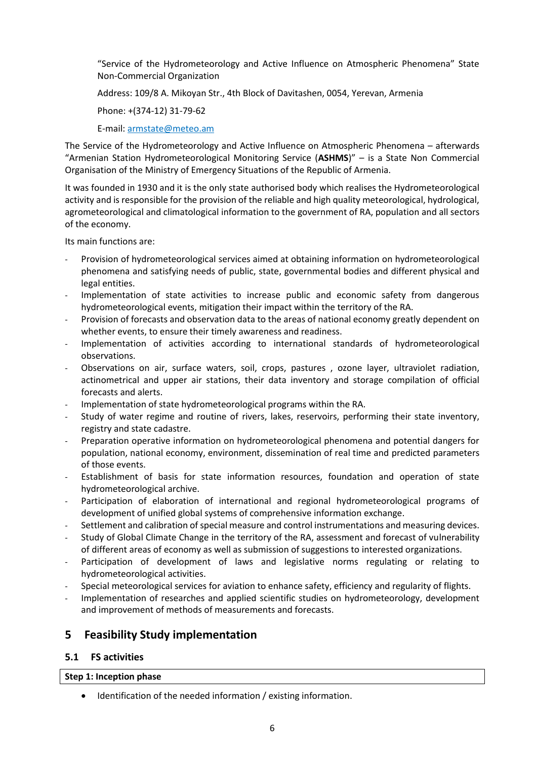"Service of the Hydrometeorology and Active Influence on Atmospheric Phenomena" State Non-Commercial Organization

Address: 109/8 A. Mikoyan Str., 4th Block of Davitashen, 0054, Yerevan, Armenia

Phone: +(374-12) 31-79-62

E-mail: [armstate@meteo.am](mailto:armstate@meteo.am)

The Service of the Hydrometeorology and Active Influence on Atmospheric Phenomena – afterwards "Armenian Station Hydrometeorological Monitoring Service (**ASHMS**)" – is a State Non Commercial Organisation of the Ministry of Emergency Situations of the Republic of Armenia.

It was founded in 1930 and it is the only state authorised body which realises the Hydrometeorological activity and is responsible for the provision of the reliable and high quality meteorological, hydrological, agrometeorological and climatological information to the government of RA, population and all sectors of the economy.

Its main functions are:

- Provision of hydrometeorological services aimed at obtaining information on hydrometeorological phenomena and satisfying needs of public, state, governmental bodies and different physical and legal entities.
- Implementation of state activities to increase public and economic safety from dangerous hydrometeorological events, mitigation their impact within the territory of the RA.
- Provision of forecasts and observation data to the areas of national economy greatly dependent on whether events, to ensure their timely awareness and readiness.
- Implementation of activities according to international standards of hydrometeorological observations.
- Observations on air, surface waters, soil, crops, pastures , ozone layer, ultraviolet radiation, actinometrical and upper air stations, their data inventory and storage compilation of official forecasts and alerts.
- Implementation of state hydrometeorological programs within the RA.
- Study of water regime and routine of rivers, lakes, reservoirs, performing their state inventory, registry and state cadastre.
- Preparation operative information on hydrometeorological phenomena and potential dangers for population, national economy, environment, dissemination of real time and predicted parameters of those events.
- Establishment of basis for state information resources, foundation and operation of state hydrometeorological archive.
- Participation of elaboration of international and regional hydrometeorological programs of development of unified global systems of comprehensive information exchange.
- Settlement and calibration of special measure and control instrumentations and measuring devices.
- Study of Global Climate Change in the territory of the RA, assessment and forecast of vulnerability of different areas of economy as well as submission of suggestions to interested organizations.
- Participation of development of laws and legislative norms regulating or relating to hydrometeorological activities.
- Special meteorological services for aviation to enhance safety, efficiency and regularity of flights.
- Implementation of researches and applied scientific studies on hydrometeorology, development and improvement of methods of measurements and forecasts.

# 5 Feasibility Study implementation

## 5.1 FS activities

| **Step 1: Inception phase** |
|---|

- Identification of the needed information / existing information.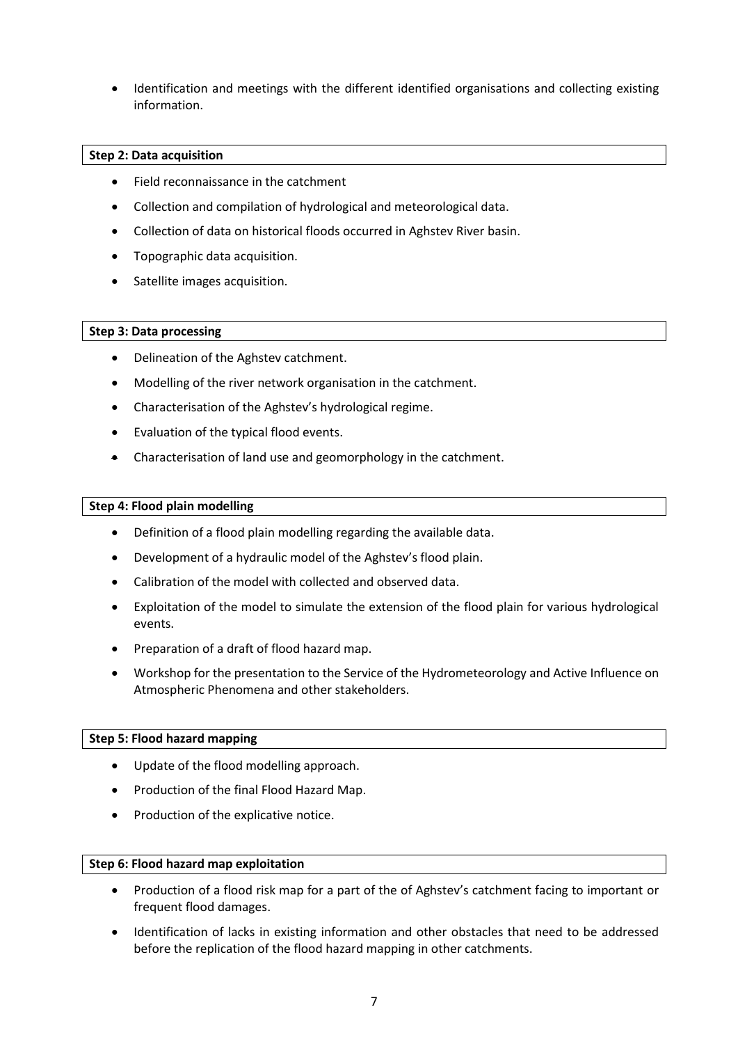- Identification and meetings with the different identified organisations and collecting existing information.

**Step 2: Data acquisition**

- Field reconnaissance in the catchment
- Collection and compilation of hydrological and meteorological data.
- Collection of data on historical floods occurred in Aghstev River basin.
- Topographic data acquisition.
- Satellite images acquisition.

**Step 3: Data processing**

- Delineation of the Aghstev catchment.
- Modelling of the river network organisation in the catchment.
- Characterisation of the Aghstev's hydrological regime.
- Evaluation of the typical flood events.
- Characterisation of land use and geomorphology in the catchment.

**Step 4: Flood plain modelling**

- Definition of a flood plain modelling regarding the available data.
- Development of a hydraulic model of the Aghstev's flood plain.
- Calibration of the model with collected and observed data.
- Exploitation of the model to simulate the extension of the flood plain for various hydrological events.
- Preparation of a draft of flood hazard map.
- Workshop for the presentation to the Service of the Hydrometeorology and Active Influence on Atmospheric Phenomena and other stakeholders.

**Step 5: Flood hazard mapping**

- Update of the flood modelling approach.
- Production of the final Flood Hazard Map.
- Production of the explicative notice.

**Step 6: Flood hazard map exploitation**

- Production of a flood risk map for a part of the of Aghstev's catchment facing to important or frequent flood damages.
- Identification of lacks in existing information and other obstacles that need to be addressed before the replication of the flood hazard mapping in other catchments.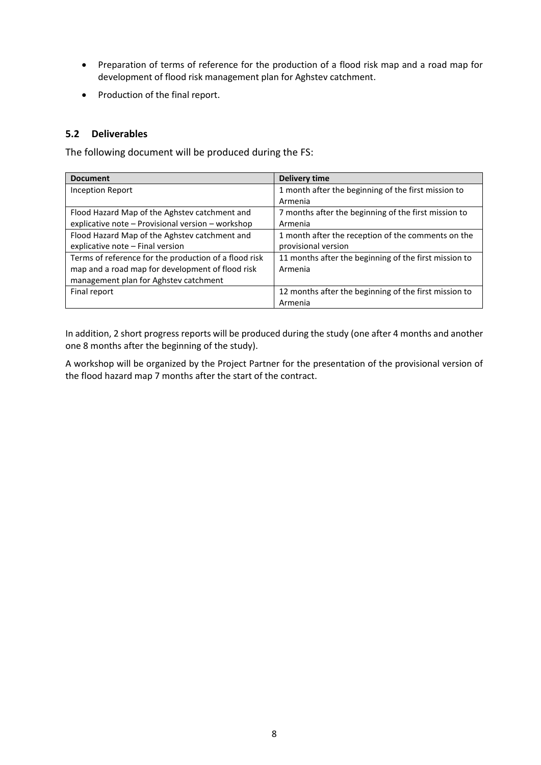- Preparation of terms of reference for the production of a flood risk map and a road map for development of flood risk management plan for Aghstev catchment.
- Production of the final report.

### 5.2 Deliverables

The following document will be produced during the FS:

| Document | Delivery time |
|---|---|
| Inception Report | 1 month after the beginning of the first mission to Armenia |
| Flood Hazard Map of the Aghstev catchment and explicative note – Provisional version – workshop | 7 months after the beginning of the first mission to Armenia |
| Flood Hazard Map of the Aghstev catchment and explicative note – Final version | 1 month after the reception of the comments on the provisional version |
| Terms of reference for the production of a flood risk map and a road map for development of flood risk management plan for Aghstev catchment | 11 months after the beginning of the first mission to Armenia |
| Final report | 12 months after the beginning of the first mission to Armenia |

In addition, 2 short progress reports will be produced during the study (one after 4 months and another one 8 months after the beginning of the study).

A workshop will be organized by the Project Partner for the presentation of the provisional version of the flood hazard map 7 months after the start of the contract.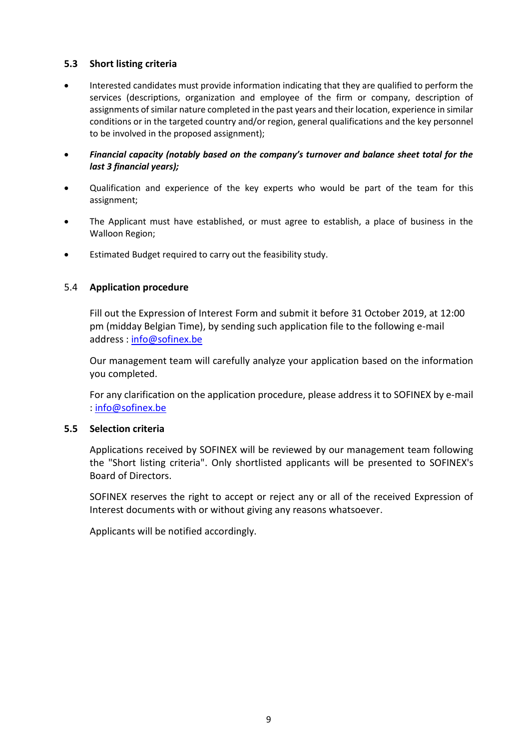### 5.3 Short listing criteria

- Interested candidates must provide information indicating that they are qualified to perform the services (descriptions, organization and employee of the firm or company, description of assignments of similar nature completed in the past years and their location, experience in similar conditions or in the targeted country and/or region, general qualifications and the key personnel to be involved in the proposed assignment);
- ***Financial capacity (notably based on the company's turnover and balance sheet total for the last 3 financial years);***
- Qualification and experience of the key experts who would be part of the team for this assignment;
- The Applicant must have established, or must agree to establish, a place of business in the Walloon Region;
- Estimated Budget required to carry out the feasibility study.

### 5.4 Application procedure

Fill out the Expression of Interest Form and submit it before 31 October 2019, at 12:00 pm (midday Belgian Time), by sending such application file to the following e-mail address : info@sofinex.be

Our management team will carefully analyze your application based on the information you completed.

For any clarification on the application procedure, please address it to SOFINEX by e-mail : info@sofinex.be

### 5.5 Selection criteria

Applications received by SOFINEX will be reviewed by our management team following the "Short listing criteria". Only shortlisted applicants will be presented to SOFINEX's Board of Directors.

SOFINEX reserves the right to accept or reject any or all of the received Expression of Interest documents with or without giving any reasons whatsoever.

Applicants will be notified accordingly.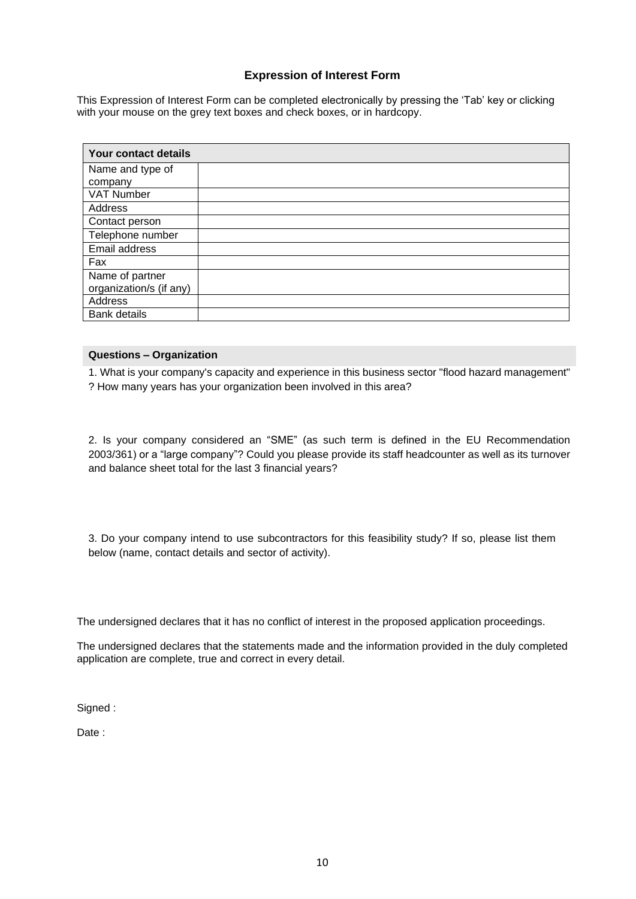## Expression of Interest Form

This Expression of Interest Form can be completed electronically by pressing the 'Tab' key or clicking with your mouse on the grey text boxes and check boxes, or in hardcopy.

| Your contact details | |
|---|---|
| Name and type of company | |
| VAT Number | |
| Address | |
| Contact person | |
| Telephone number | |
| Email address | |
| Fax | |
| Name of partner organization/s (if any) | |
| Address | |
| Bank details | |

**Questions – Organization**

1. What is your company's capacity and experience in this business sector "flood hazard management" ? How many years has your organization been involved in this area?

2. Is your company considered an "SME" (as such term is defined in the EU Recommendation 2003/361) or a "large company"? Could you please provide its staff headcounter as well as its turnover and balance sheet total for the last 3 financial years?

3. Do your company intend to use subcontractors for this feasibility study? If so, please list them below (name, contact details and sector of activity).

The undersigned declares that it has no conflict of interest in the proposed application proceedings.

The undersigned declares that the statements made and the information provided in the duly completed application are complete, true and correct in every detail.

Signed :

Date :